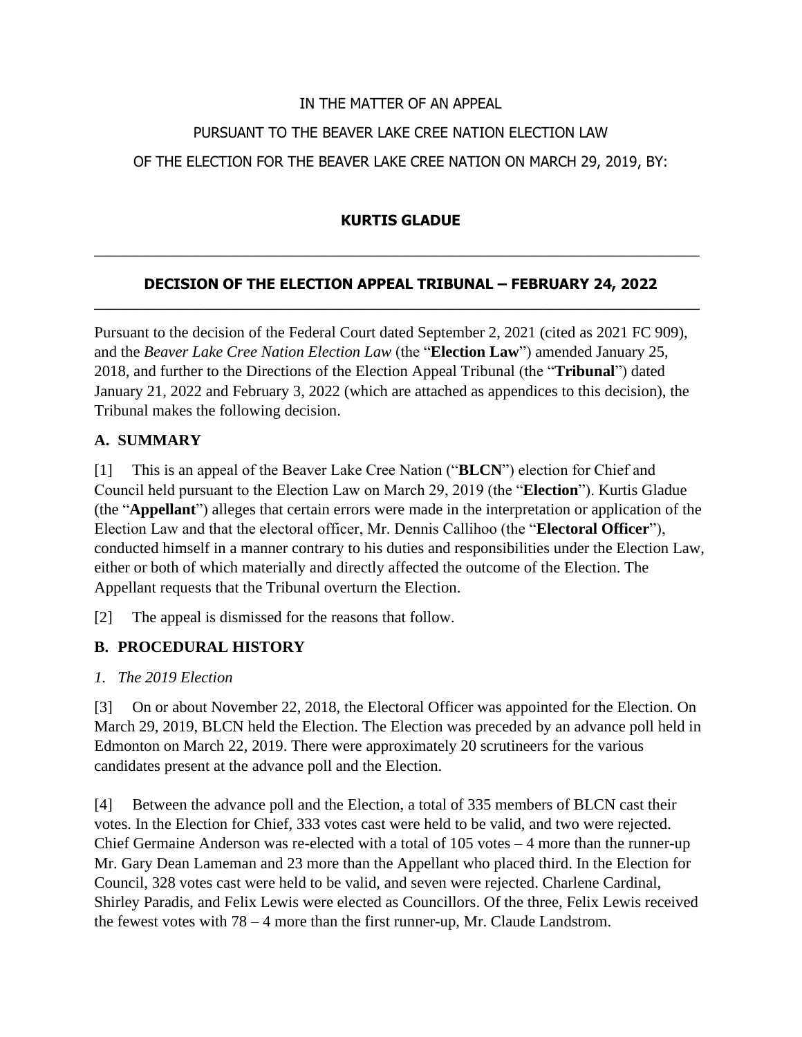IN THE MATTER OF AN APPEAL

PURSUANT TO THE BEAVER LAKE CREE NATION ELECTION LAW

OF THE ELECTION FOR THE BEAVER LAKE CREE NATION ON MARCH 29, 2019, BY:

**KURTIS GLADUE**

---

**DECISION OF THE ELECTION APPEAL TRIBUNAL – FEBRUARY 24, 2022**

---

Pursuant to the decision of the Federal Court dated September 2, 2021 (cited as 2021 FC 909), and the *Beaver Lake Cree Nation Election Law* (the "**Election Law**") amended January 25, 2018, and further to the Directions of the Election Appeal Tribunal (the "**Tribunal**") dated January 21, 2022 and February 3, 2022 (which are attached as appendices to this decision), the Tribunal makes the following decision.

## A. SUMMARY

[1] This is an appeal of the Beaver Lake Cree Nation ("**BLCN**") election for Chief and Council held pursuant to the Election Law on March 29, 2019 (the "**Election**"). Kurtis Gladue (the "**Appellant**") alleges that certain errors were made in the interpretation or application of the Election Law and that the electoral officer, Mr. Dennis Callihoo (the "**Electoral Officer**"), conducted himself in a manner contrary to his duties and responsibilities under the Election Law, either or both of which materially and directly affected the outcome of the Election. The Appellant requests that the Tribunal overturn the Election.

[2] The appeal is dismissed for the reasons that follow.

## B. PROCEDURAL HISTORY

### *1. The 2019 Election*

[3] On or about November 22, 2018, the Electoral Officer was appointed for the Election. On March 29, 2019, BLCN held the Election. The Election was preceded by an advance poll held in Edmonton on March 22, 2019. There were approximately 20 scrutineers for the various candidates present at the advance poll and the Election.

[4] Between the advance poll and the Election, a total of 335 members of BLCN cast their votes. In the Election for Chief, 333 votes cast were held to be valid, and two were rejected. Chief Germaine Anderson was re-elected with a total of 105 votes – 4 more than the runner-up Mr. Gary Dean Lameman and 23 more than the Appellant who placed third. In the Election for Council, 328 votes cast were held to be valid, and seven were rejected. Charlene Cardinal, Shirley Paradis, and Felix Lewis were elected as Councillors. Of the three, Felix Lewis received the fewest votes with 78 – 4 more than the first runner-up, Mr. Claude Landstrom.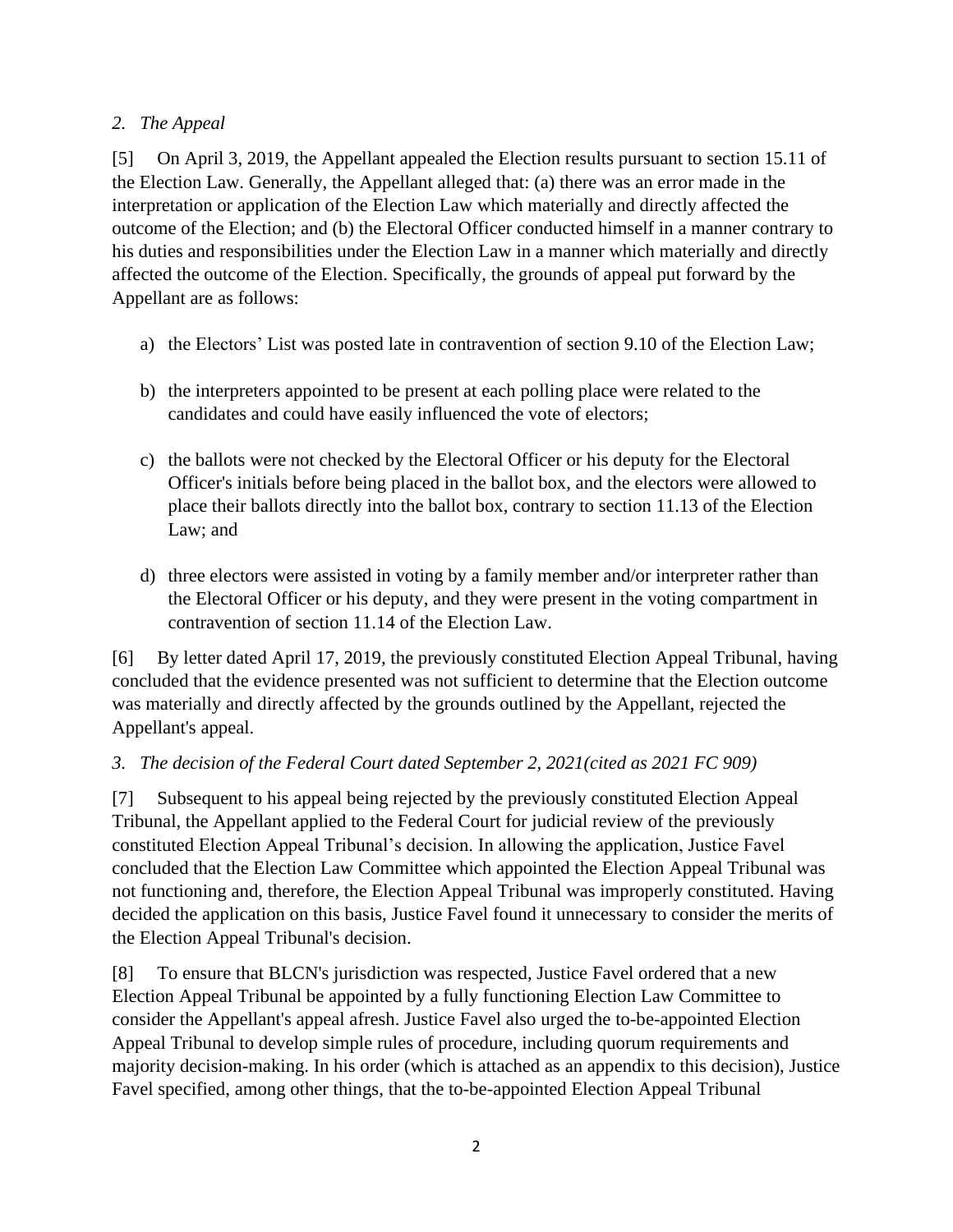*2. The Appeal*

[5] On April 3, 2019, the Appellant appealed the Election results pursuant to section 15.11 of the Election Law. Generally, the Appellant alleged that: (a) there was an error made in the interpretation or application of the Election Law which materially and directly affected the outcome of the Election; and (b) the Electoral Officer conducted himself in a manner contrary to his duties and responsibilities under the Election Law in a manner which materially and directly affected the outcome of the Election. Specifically, the grounds of appeal put forward by the Appellant are as follows:

a) the Electors' List was posted late in contravention of section 9.10 of the Election Law;

b) the interpreters appointed to be present at each polling place were related to the candidates and could have easily influenced the vote of electors;

c) the ballots were not checked by the Electoral Officer or his deputy for the Electoral Officer's initials before being placed in the ballot box, and the electors were allowed to place their ballots directly into the ballot box, contrary to section 11.13 of the Election Law; and

d) three electors were assisted in voting by a family member and/or interpreter rather than the Electoral Officer or his deputy, and they were present in the voting compartment in contravention of section 11.14 of the Election Law.

[6] By letter dated April 17, 2019, the previously constituted Election Appeal Tribunal, having concluded that the evidence presented was not sufficient to determine that the Election outcome was materially and directly affected by the grounds outlined by the Appellant, rejected the Appellant's appeal.

*3. The decision of the Federal Court dated September 2, 2021(cited as 2021 FC 909)*

[7] Subsequent to his appeal being rejected by the previously constituted Election Appeal Tribunal, the Appellant applied to the Federal Court for judicial review of the previously constituted Election Appeal Tribunal's decision. In allowing the application, Justice Favel concluded that the Election Law Committee which appointed the Election Appeal Tribunal was not functioning and, therefore, the Election Appeal Tribunal was improperly constituted. Having decided the application on this basis, Justice Favel found it unnecessary to consider the merits of the Election Appeal Tribunal's decision.

[8] To ensure that BLCN's jurisdiction was respected, Justice Favel ordered that a new Election Appeal Tribunal be appointed by a fully functioning Election Law Committee to consider the Appellant's appeal afresh. Justice Favel also urged the to-be-appointed Election Appeal Tribunal to develop simple rules of procedure, including quorum requirements and majority decision-making. In his order (which is attached as an appendix to this decision), Justice Favel specified, among other things, that the to-be-appointed Election Appeal Tribunal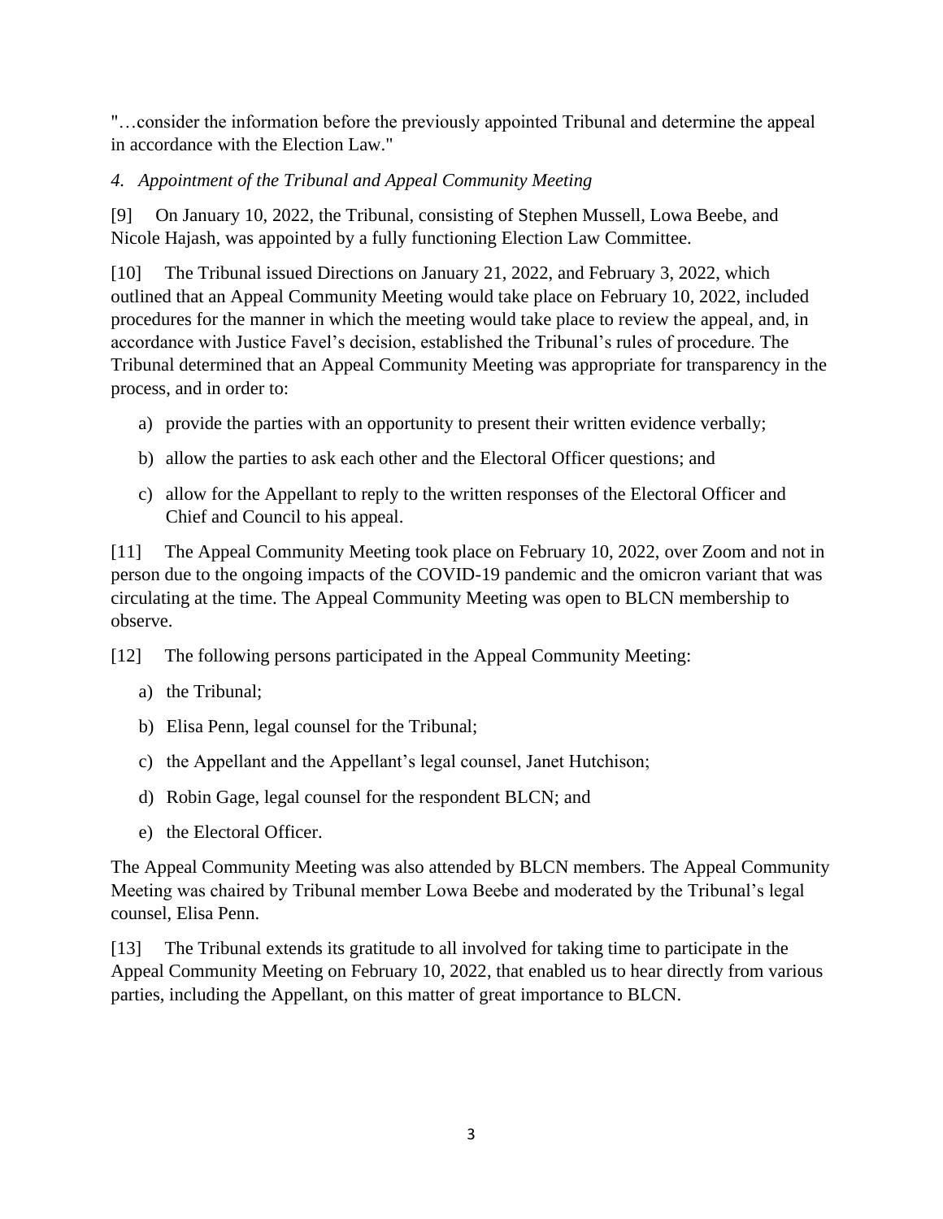"…consider the information before the previously appointed Tribunal and determine the appeal in accordance with the Election Law."

*4. Appointment of the Tribunal and Appeal Community Meeting*

[9] On January 10, 2022, the Tribunal, consisting of Stephen Mussell, Lowa Beebe, and Nicole Hajash, was appointed by a fully functioning Election Law Committee.

[10] The Tribunal issued Directions on January 21, 2022, and February 3, 2022, which outlined that an Appeal Community Meeting would take place on February 10, 2022, included procedures for the manner in which the meeting would take place to review the appeal, and, in accordance with Justice Favel's decision, established the Tribunal's rules of procedure. The Tribunal determined that an Appeal Community Meeting was appropriate for transparency in the process, and in order to:

a) provide the parties with an opportunity to present their written evidence verbally;

b) allow the parties to ask each other and the Electoral Officer questions; and

c) allow for the Appellant to reply to the written responses of the Electoral Officer and Chief and Council to his appeal.

[11] The Appeal Community Meeting took place on February 10, 2022, over Zoom and not in person due to the ongoing impacts of the COVID-19 pandemic and the omicron variant that was circulating at the time. The Appeal Community Meeting was open to BLCN membership to observe.

[12] The following persons participated in the Appeal Community Meeting:

a) the Tribunal;

b) Elisa Penn, legal counsel for the Tribunal;

c) the Appellant and the Appellant's legal counsel, Janet Hutchison;

d) Robin Gage, legal counsel for the respondent BLCN; and

e) the Electoral Officer.

The Appeal Community Meeting was also attended by BLCN members. The Appeal Community Meeting was chaired by Tribunal member Lowa Beebe and moderated by the Tribunal's legal counsel, Elisa Penn.

[13] The Tribunal extends its gratitude to all involved for taking time to participate in the Appeal Community Meeting on February 10, 2022, that enabled us to hear directly from various parties, including the Appellant, on this matter of great importance to BLCN.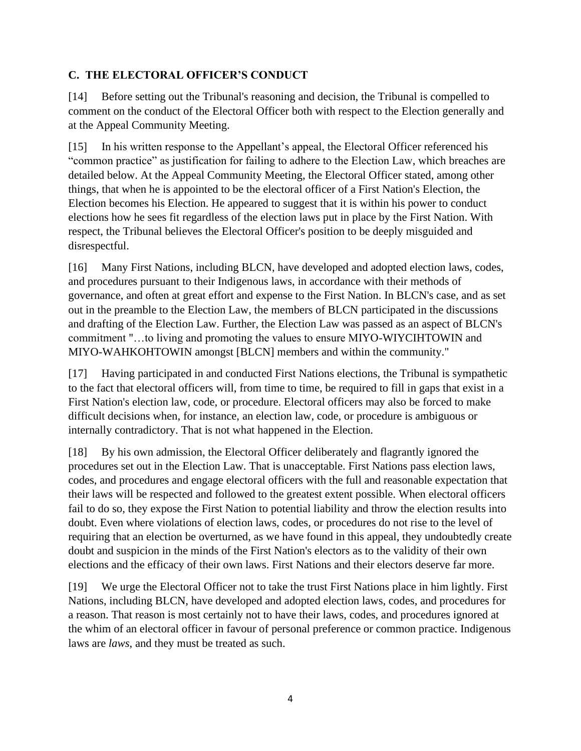## C. THE ELECTORAL OFFICER'S CONDUCT

[14] Before setting out the Tribunal's reasoning and decision, the Tribunal is compelled to comment on the conduct of the Electoral Officer both with respect to the Election generally and at the Appeal Community Meeting.

[15] In his written response to the Appellant's appeal, the Electoral Officer referenced his "common practice" as justification for failing to adhere to the Election Law, which breaches are detailed below. At the Appeal Community Meeting, the Electoral Officer stated, among other things, that when he is appointed to be the electoral officer of a First Nation's Election, the Election becomes his Election. He appeared to suggest that it is within his power to conduct elections how he sees fit regardless of the election laws put in place by the First Nation. With respect, the Tribunal believes the Electoral Officer's position to be deeply misguided and disrespectful.

[16] Many First Nations, including BLCN, have developed and adopted election laws, codes, and procedures pursuant to their Indigenous laws, in accordance with their methods of governance, and often at great effort and expense to the First Nation. In BLCN's case, and as set out in the preamble to the Election Law, the members of BLCN participated in the discussions and drafting of the Election Law. Further, the Election Law was passed as an aspect of BLCN's commitment "…to living and promoting the values to ensure MIYO-WIYCIHTOWIN and MIYO-WAHKOHTOWIN amongst [BLCN] members and within the community."

[17] Having participated in and conducted First Nations elections, the Tribunal is sympathetic to the fact that electoral officers will, from time to time, be required to fill in gaps that exist in a First Nation's election law, code, or procedure. Electoral officers may also be forced to make difficult decisions when, for instance, an election law, code, or procedure is ambiguous or internally contradictory. That is not what happened in the Election.

[18] By his own admission, the Electoral Officer deliberately and flagrantly ignored the procedures set out in the Election Law. That is unacceptable. First Nations pass election laws, codes, and procedures and engage electoral officers with the full and reasonable expectation that their laws will be respected and followed to the greatest extent possible. When electoral officers fail to do so, they expose the First Nation to potential liability and throw the election results into doubt. Even where violations of election laws, codes, or procedures do not rise to the level of requiring that an election be overturned, as we have found in this appeal, they undoubtedly create doubt and suspicion in the minds of the First Nation's electors as to the validity of their own elections and the efficacy of their own laws. First Nations and their electors deserve far more.

[19] We urge the Electoral Officer not to take the trust First Nations place in him lightly. First Nations, including BLCN, have developed and adopted election laws, codes, and procedures for a reason. That reason is most certainly not to have their laws, codes, and procedures ignored at the whim of an electoral officer in favour of personal preference or common practice. Indigenous laws are *laws*, and they must be treated as such.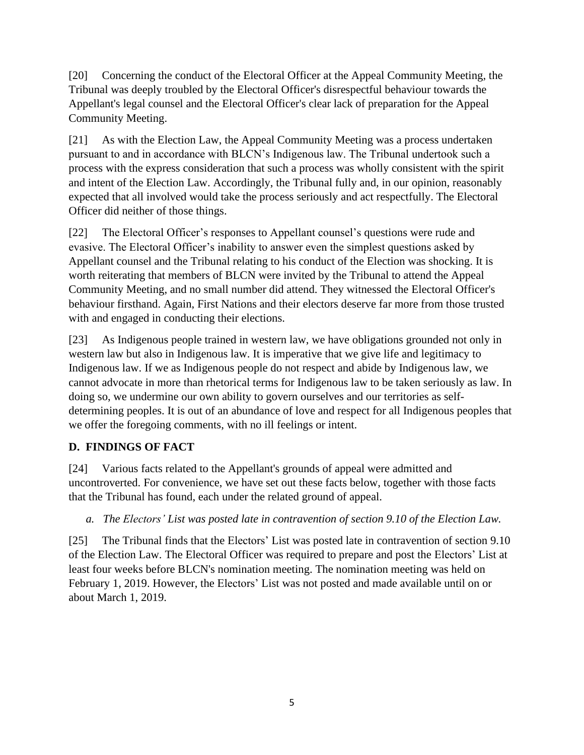[20] Concerning the conduct of the Electoral Officer at the Appeal Community Meeting, the Tribunal was deeply troubled by the Electoral Officer's disrespectful behaviour towards the Appellant's legal counsel and the Electoral Officer's clear lack of preparation for the Appeal Community Meeting.

[21] As with the Election Law, the Appeal Community Meeting was a process undertaken pursuant to and in accordance with BLCN's Indigenous law. The Tribunal undertook such a process with the express consideration that such a process was wholly consistent with the spirit and intent of the Election Law. Accordingly, the Tribunal fully and, in our opinion, reasonably expected that all involved would take the process seriously and act respectfully. The Electoral Officer did neither of those things.

[22] The Electoral Officer's responses to Appellant counsel's questions were rude and evasive. The Electoral Officer's inability to answer even the simplest questions asked by Appellant counsel and the Tribunal relating to his conduct of the Election was shocking. It is worth reiterating that members of BLCN were invited by the Tribunal to attend the Appeal Community Meeting, and no small number did attend. They witnessed the Electoral Officer's behaviour firsthand. Again, First Nations and their electors deserve far more from those trusted with and engaged in conducting their elections.

[23] As Indigenous people trained in western law, we have obligations grounded not only in western law but also in Indigenous law. It is imperative that we give life and legitimacy to Indigenous law. If we as Indigenous people do not respect and abide by Indigenous law, we cannot advocate in more than rhetorical terms for Indigenous law to be taken seriously as law. In doing so, we undermine our own ability to govern ourselves and our territories as self-determining peoples. It is out of an abundance of love and respect for all Indigenous peoples that we offer the foregoing comments, with no ill feelings or intent.

## D. FINDINGS OF FACT

[24] Various facts related to the Appellant's grounds of appeal were admitted and uncontroverted. For convenience, we have set out these facts below, together with those facts that the Tribunal has found, each under the related ground of appeal.

*a. The Electors' List was posted late in contravention of section 9.10 of the Election Law.*

[25] The Tribunal finds that the Electors' List was posted late in contravention of section 9.10 of the Election Law. The Electoral Officer was required to prepare and post the Electors' List at least four weeks before BLCN's nomination meeting. The nomination meeting was held on February 1, 2019. However, the Electors' List was not posted and made available until on or about March 1, 2019.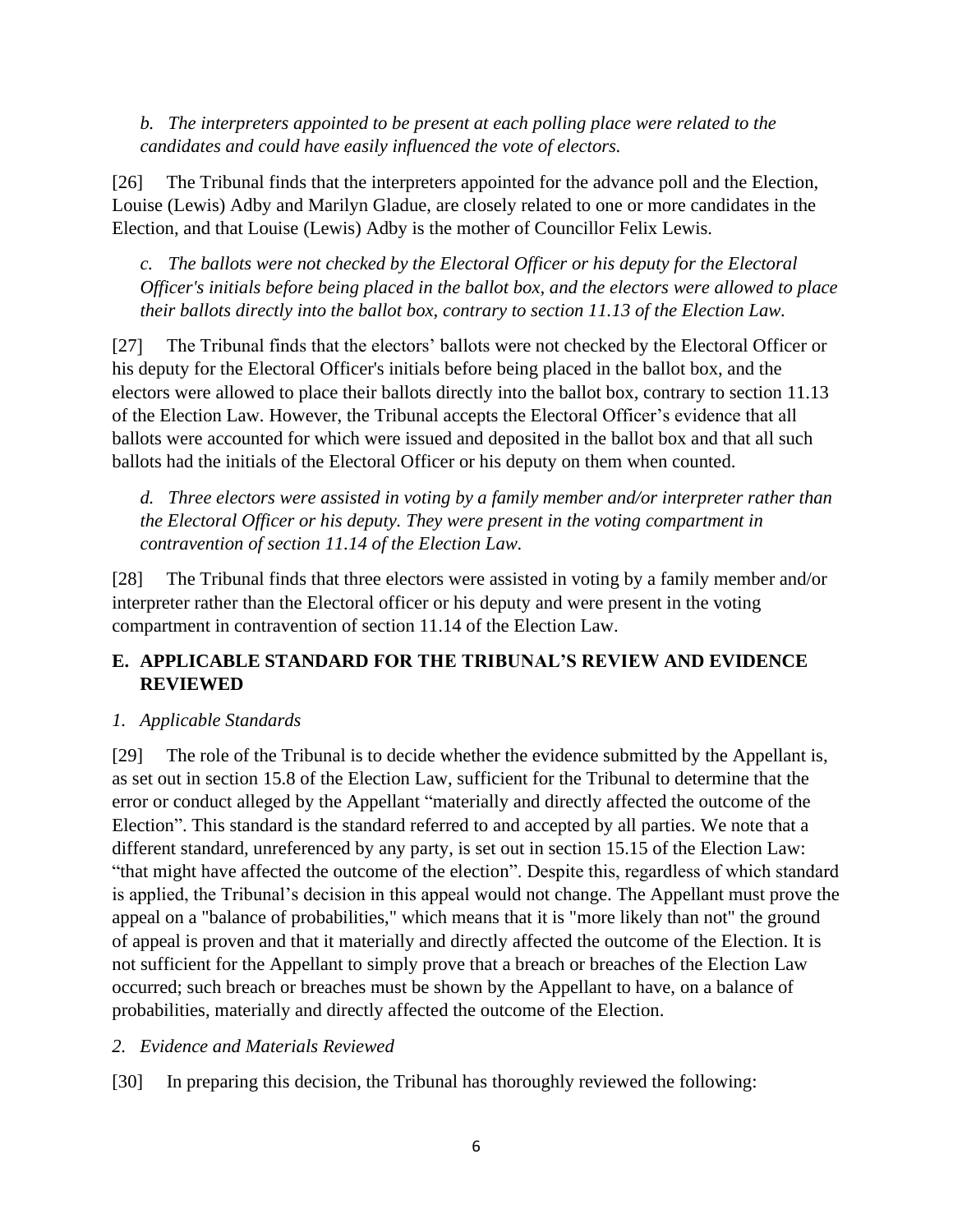*b. The interpreters appointed to be present at each polling place were related to the candidates and could have easily influenced the vote of electors.*

[26] The Tribunal finds that the interpreters appointed for the advance poll and the Election, Louise (Lewis) Adby and Marilyn Gladue, are closely related to one or more candidates in the Election, and that Louise (Lewis) Adby is the mother of Councillor Felix Lewis.

*c. The ballots were not checked by the Electoral Officer or his deputy for the Electoral Officer's initials before being placed in the ballot box, and the electors were allowed to place their ballots directly into the ballot box, contrary to section 11.13 of the Election Law.*

[27] The Tribunal finds that the electors' ballots were not checked by the Electoral Officer or his deputy for the Electoral Officer's initials before being placed in the ballot box, and the electors were allowed to place their ballots directly into the ballot box, contrary to section 11.13 of the Election Law. However, the Tribunal accepts the Electoral Officer's evidence that all ballots were accounted for which were issued and deposited in the ballot box and that all such ballots had the initials of the Electoral Officer or his deputy on them when counted.

*d. Three electors were assisted in voting by a family member and/or interpreter rather than the Electoral Officer or his deputy. They were present in the voting compartment in contravention of section 11.14 of the Election Law.*

[28] The Tribunal finds that three electors were assisted in voting by a family member and/or interpreter rather than the Electoral officer or his deputy and were present in the voting compartment in contravention of section 11.14 of the Election Law.

## E. APPLICABLE STANDARD FOR THE TRIBUNAL'S REVIEW AND EVIDENCE REVIEWED

### *1. Applicable Standards*

[29] The role of the Tribunal is to decide whether the evidence submitted by the Appellant is, as set out in section 15.8 of the Election Law, sufficient for the Tribunal to determine that the error or conduct alleged by the Appellant "materially and directly affected the outcome of the Election". This standard is the standard referred to and accepted by all parties. We note that a different standard, unreferenced by any party, is set out in section 15.15 of the Election Law: "that might have affected the outcome of the election". Despite this, regardless of which standard is applied, the Tribunal's decision in this appeal would not change. The Appellant must prove the appeal on a "balance of probabilities," which means that it is "more likely than not" the ground of appeal is proven and that it materially and directly affected the outcome of the Election. It is not sufficient for the Appellant to simply prove that a breach or breaches of the Election Law occurred; such breach or breaches must be shown by the Appellant to have, on a balance of probabilities, materially and directly affected the outcome of the Election.

### *2. Evidence and Materials Reviewed*

[30] In preparing this decision, the Tribunal has thoroughly reviewed the following: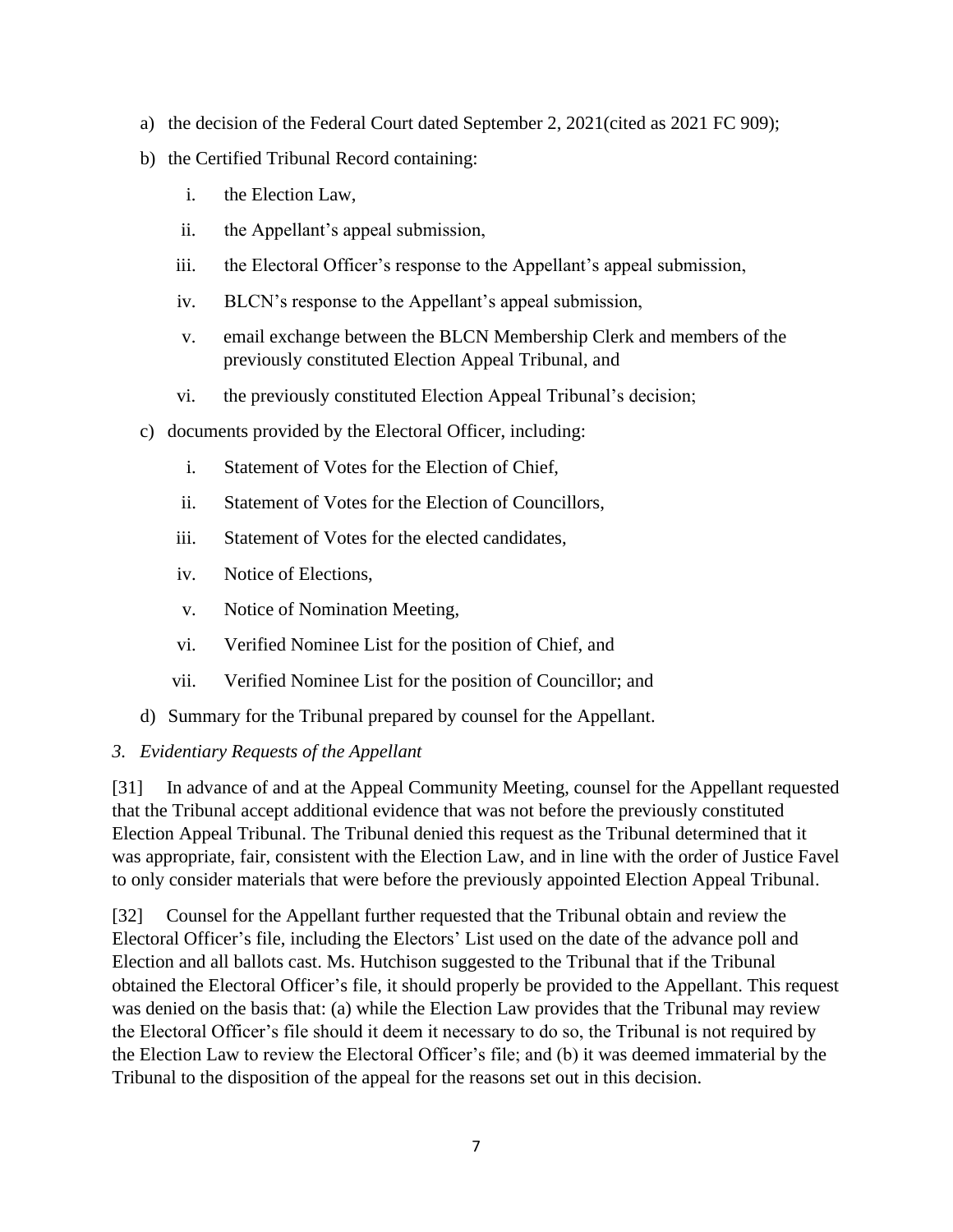a) the decision of the Federal Court dated September 2, 2021(cited as 2021 FC 909);

b) the Certified Tribunal Record containing:

   i. the Election Law,

   ii. the Appellant's appeal submission,

   iii. the Electoral Officer's response to the Appellant's appeal submission,

   iv. BLCN's response to the Appellant's appeal submission,

   v. email exchange between the BLCN Membership Clerk and members of the previously constituted Election Appeal Tribunal, and

   vi. the previously constituted Election Appeal Tribunal's decision;

c) documents provided by the Electoral Officer, including:

   i. Statement of Votes for the Election of Chief,

   ii. Statement of Votes for the Election of Councillors,

   iii. Statement of Votes for the elected candidates,

   iv. Notice of Elections,

   v. Notice of Nomination Meeting,

   vi. Verified Nominee List for the position of Chief, and

   vii. Verified Nominee List for the position of Councillor; and

d) Summary for the Tribunal prepared by counsel for the Appellant.

*3. Evidentiary Requests of the Appellant*

[31] In advance of and at the Appeal Community Meeting, counsel for the Appellant requested that the Tribunal accept additional evidence that was not before the previously constituted Election Appeal Tribunal. The Tribunal denied this request as the Tribunal determined that it was appropriate, fair, consistent with the Election Law, and in line with the order of Justice Favel to only consider materials that were before the previously appointed Election Appeal Tribunal.

[32] Counsel for the Appellant further requested that the Tribunal obtain and review the Electoral Officer's file, including the Electors' List used on the date of the advance poll and Election and all ballots cast. Ms. Hutchison suggested to the Tribunal that if the Tribunal obtained the Electoral Officer's file, it should properly be provided to the Appellant. This request was denied on the basis that: (a) while the Election Law provides that the Tribunal may review the Electoral Officer's file should it deem it necessary to do so, the Tribunal is not required by the Election Law to review the Electoral Officer's file; and (b) it was deemed immaterial by the Tribunal to the disposition of the appeal for the reasons set out in this decision.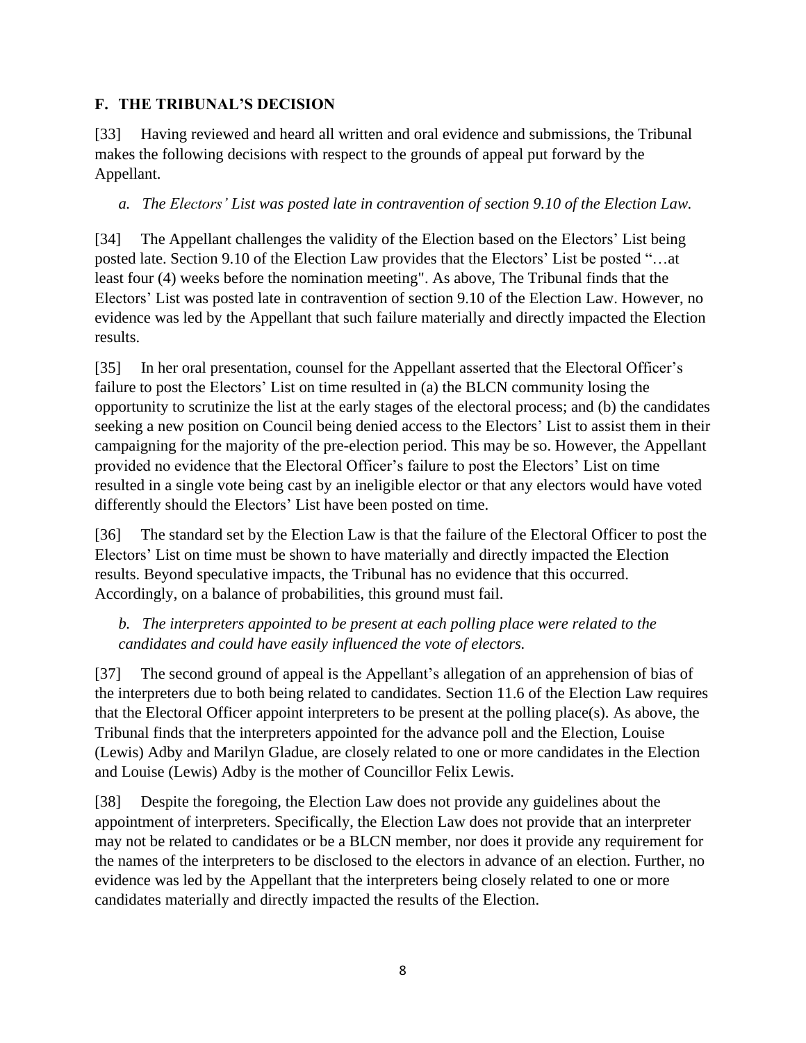## F. THE TRIBUNAL'S DECISION

[33] Having reviewed and heard all written and oral evidence and submissions, the Tribunal makes the following decisions with respect to the grounds of appeal put forward by the Appellant.

*a. The Electors' List was posted late in contravention of section 9.10 of the Election Law.*

[34] The Appellant challenges the validity of the Election based on the Electors' List being posted late. Section 9.10 of the Election Law provides that the Electors' List be posted "…at least four (4) weeks before the nomination meeting". As above, The Tribunal finds that the Electors' List was posted late in contravention of section 9.10 of the Election Law. However, no evidence was led by the Appellant that such failure materially and directly impacted the Election results.

[35] In her oral presentation, counsel for the Appellant asserted that the Electoral Officer's failure to post the Electors' List on time resulted in (a) the BLCN community losing the opportunity to scrutinize the list at the early stages of the electoral process; and (b) the candidates seeking a new position on Council being denied access to the Electors' List to assist them in their campaigning for the majority of the pre-election period. This may be so. However, the Appellant provided no evidence that the Electoral Officer's failure to post the Electors' List on time resulted in a single vote being cast by an ineligible elector or that any electors would have voted differently should the Electors' List have been posted on time.

[36] The standard set by the Election Law is that the failure of the Electoral Officer to post the Electors' List on time must be shown to have materially and directly impacted the Election results. Beyond speculative impacts, the Tribunal has no evidence that this occurred. Accordingly, on a balance of probabilities, this ground must fail.

*b. The interpreters appointed to be present at each polling place were related to the candidates and could have easily influenced the vote of electors.*

[37] The second ground of appeal is the Appellant's allegation of an apprehension of bias of the interpreters due to both being related to candidates. Section 11.6 of the Election Law requires that the Electoral Officer appoint interpreters to be present at the polling place(s). As above, the Tribunal finds that the interpreters appointed for the advance poll and the Election, Louise (Lewis) Adby and Marilyn Gladue, are closely related to one or more candidates in the Election and Louise (Lewis) Adby is the mother of Councillor Felix Lewis.

[38] Despite the foregoing, the Election Law does not provide any guidelines about the appointment of interpreters. Specifically, the Election Law does not provide that an interpreter may not be related to candidates or be a BLCN member, nor does it provide any requirement for the names of the interpreters to be disclosed to the electors in advance of an election. Further, no evidence was led by the Appellant that the interpreters being closely related to one or more candidates materially and directly impacted the results of the Election.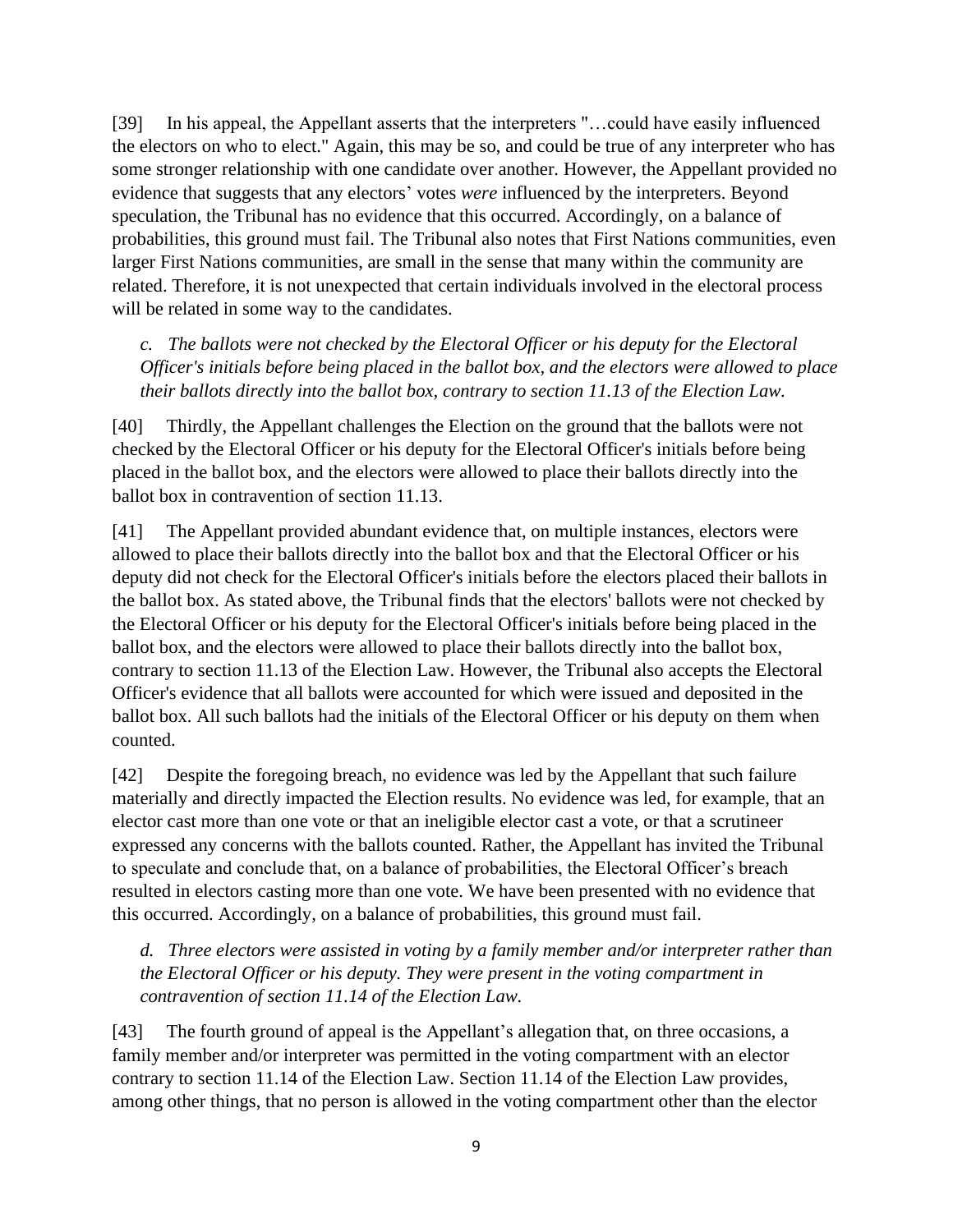[39] In his appeal, the Appellant asserts that the interpreters "…could have easily influenced the electors on who to elect." Again, this may be so, and could be true of any interpreter who has some stronger relationship with one candidate over another. However, the Appellant provided no evidence that suggests that any electors' votes *were* influenced by the interpreters. Beyond speculation, the Tribunal has no evidence that this occurred. Accordingly, on a balance of probabilities, this ground must fail. The Tribunal also notes that First Nations communities, even larger First Nations communities, are small in the sense that many within the community are related. Therefore, it is not unexpected that certain individuals involved in the electoral process will be related in some way to the candidates.

> *c. The ballots were not checked by the Electoral Officer or his deputy for the Electoral Officer's initials before being placed in the ballot box, and the electors were allowed to place their ballots directly into the ballot box, contrary to section 11.13 of the Election Law.*

[40] Thirdly, the Appellant challenges the Election on the ground that the ballots were not checked by the Electoral Officer or his deputy for the Electoral Officer's initials before being placed in the ballot box, and the electors were allowed to place their ballots directly into the ballot box in contravention of section 11.13.

[41] The Appellant provided abundant evidence that, on multiple instances, electors were allowed to place their ballots directly into the ballot box and that the Electoral Officer or his deputy did not check for the Electoral Officer's initials before the electors placed their ballots in the ballot box. As stated above, the Tribunal finds that the electors' ballots were not checked by the Electoral Officer or his deputy for the Electoral Officer's initials before being placed in the ballot box, and the electors were allowed to place their ballots directly into the ballot box, contrary to section 11.13 of the Election Law. However, the Tribunal also accepts the Electoral Officer's evidence that all ballots were accounted for which were issued and deposited in the ballot box. All such ballots had the initials of the Electoral Officer or his deputy on them when counted.

[42] Despite the foregoing breach, no evidence was led by the Appellant that such failure materially and directly impacted the Election results. No evidence was led, for example, that an elector cast more than one vote or that an ineligible elector cast a vote, or that a scrutineer expressed any concerns with the ballots counted. Rather, the Appellant has invited the Tribunal to speculate and conclude that, on a balance of probabilities, the Electoral Officer's breach resulted in electors casting more than one vote. We have been presented with no evidence that this occurred. Accordingly, on a balance of probabilities, this ground must fail.

> *d. Three electors were assisted in voting by a family member and/or interpreter rather than the Electoral Officer or his deputy. They were present in the voting compartment in contravention of section 11.14 of the Election Law.*

[43] The fourth ground of appeal is the Appellant's allegation that, on three occasions, a family member and/or interpreter was permitted in the voting compartment with an elector contrary to section 11.14 of the Election Law. Section 11.14 of the Election Law provides, among other things, that no person is allowed in the voting compartment other than the elector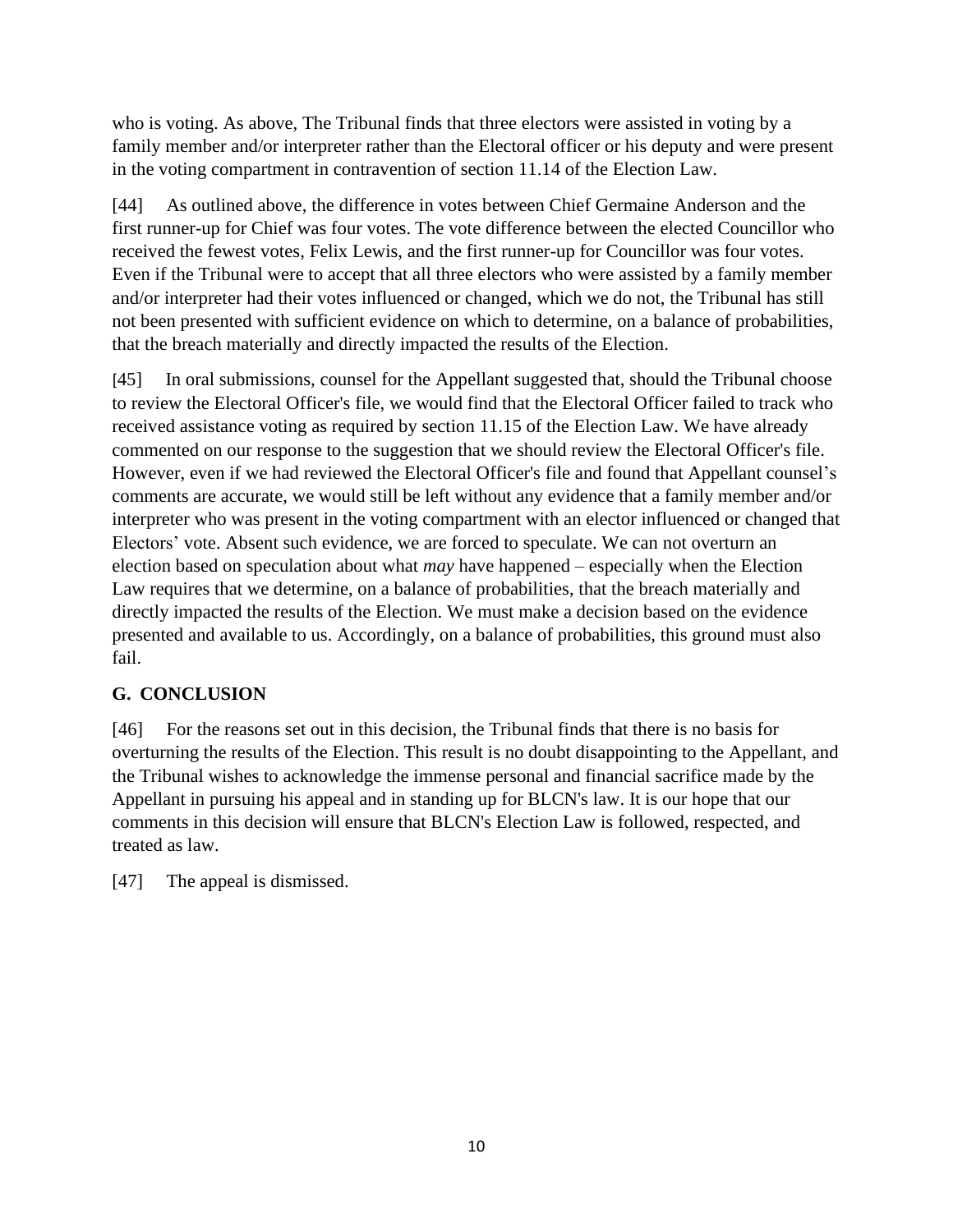who is voting. As above, The Tribunal finds that three electors were assisted in voting by a family member and/or interpreter rather than the Electoral officer or his deputy and were present in the voting compartment in contravention of section 11.14 of the Election Law.

[44] As outlined above, the difference in votes between Chief Germaine Anderson and the first runner-up for Chief was four votes. The vote difference between the elected Councillor who received the fewest votes, Felix Lewis, and the first runner-up for Councillor was four votes. Even if the Tribunal were to accept that all three electors who were assisted by a family member and/or interpreter had their votes influenced or changed, which we do not, the Tribunal has still not been presented with sufficient evidence on which to determine, on a balance of probabilities, that the breach materially and directly impacted the results of the Election.

[45] In oral submissions, counsel for the Appellant suggested that, should the Tribunal choose to review the Electoral Officer's file, we would find that the Electoral Officer failed to track who received assistance voting as required by section 11.15 of the Election Law. We have already commented on our response to the suggestion that we should review the Electoral Officer's file. However, even if we had reviewed the Electoral Officer's file and found that Appellant counsel's comments are accurate, we would still be left without any evidence that a family member and/or interpreter who was present in the voting compartment with an elector influenced or changed that Electors' vote. Absent such evidence, we are forced to speculate. We can not overturn an election based on speculation about what *may* have happened – especially when the Election Law requires that we determine, on a balance of probabilities, that the breach materially and directly impacted the results of the Election. We must make a decision based on the evidence presented and available to us. Accordingly, on a balance of probabilities, this ground must also fail.

## G. CONCLUSION

[46] For the reasons set out in this decision, the Tribunal finds that there is no basis for overturning the results of the Election. This result is no doubt disappointing to the Appellant, and the Tribunal wishes to acknowledge the immense personal and financial sacrifice made by the Appellant in pursuing his appeal and in standing up for BLCN's law. It is our hope that our comments in this decision will ensure that BLCN's Election Law is followed, respected, and treated as law.

[47] The appeal is dismissed.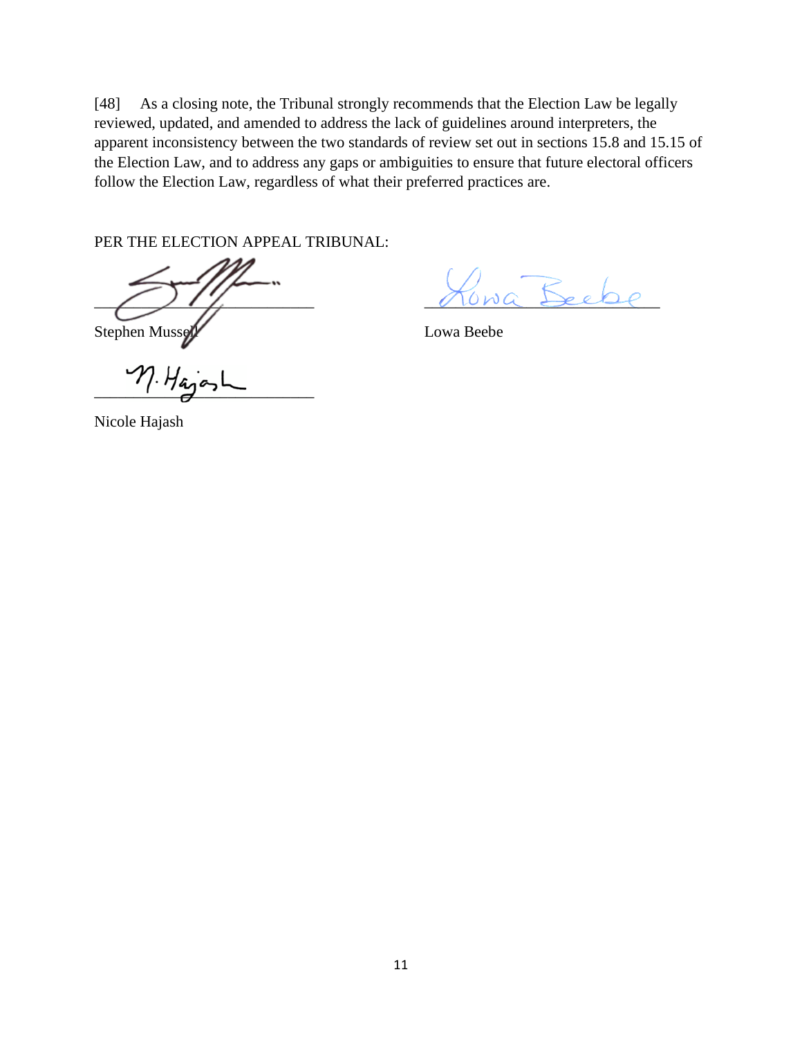[48] As a closing note, the Tribunal strongly recommends that the Election Law be legally reviewed, updated, and amended to address the lack of guidelines around interpreters, the apparent inconsistency between the two standards of review set out in sections 15.8 and 15.15 of the Election Law, and to address any gaps or ambiguities to ensure that future electoral officers follow the Election Law, regardless of what their preferred practices are.

PER THE ELECTION APPEAL TRIBUNAL:

\_\_\_\_\_\_\_\_\_\_\_\_\_\_\_\_\_\_\_\_\_\_\_\_\_\_\_\_

Stephen Mussell

\_\_\_\_\_\_\_\_\_\_\_\_\_\_\_\_\_\_\_\_\_\_\_\_\_\_\_\_

Lowa Beebe

\_\_\_\_\_\_\_\_\_\_\_\_\_\_\_\_\_\_\_\_\_\_\_\_\_\_\_\_

Nicole Hajash